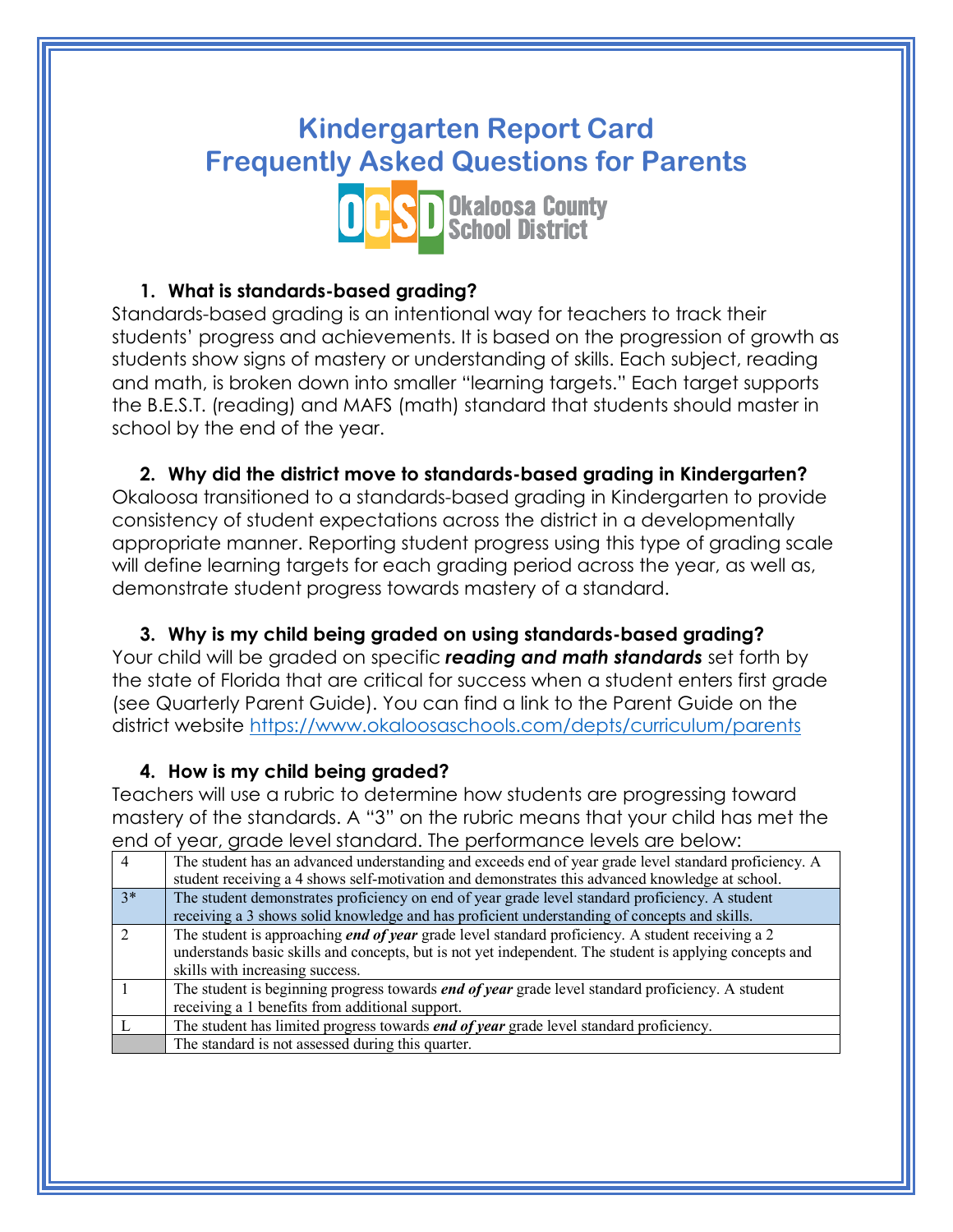# Kindergarten Report Card
# Frequently Asked Questions for Parents

Okaloosa County School District

### 1. What is standards-based grading?

Standards-based grading is an intentional way for teachers to track their students' progress and achievements. It is based on the progression of growth as students show signs of mastery or understanding of skills. Each subject, reading and math, is broken down into smaller "learning targets." Each target supports the B.E.S.T. (reading) and MAFS (math) standard that students should master in school by the end of the year.

### 2. Why did the district move to standards-based grading in Kindergarten?

Okaloosa transitioned to a standards-based grading in Kindergarten to provide consistency of student expectations across the district in a developmentally appropriate manner. Reporting student progress using this type of grading scale will define learning targets for each grading period across the year, as well as, demonstrate student progress towards mastery of a standard.

### 3. Why is my child being graded on using standards-based grading?

Your child will be graded on specific ***reading and math standards*** set forth by the state of Florida that are critical for success when a student enters first grade (see Quarterly Parent Guide). You can find a link to the Parent Guide on the district website https://www.okaloosaschools.com/depts/curriculum/parents

### 4. How is my child being graded?

Teachers will use a rubric to determine how students are progressing toward mastery of the standards. A "3" on the rubric means that your child has met the end of year, grade level standard. The performance levels are below:

| | |
|---|---|
| 4 | The student has an advanced understanding and exceeds end of year grade level standard proficiency. A student receiving a 4 shows self-motivation and demonstrates this advanced knowledge at school. |
| 3* | The student demonstrates proficiency on end of year grade level standard proficiency. A student receiving a 3 shows solid knowledge and has proficient understanding of concepts and skills. |
| 2 | The student is approaching ***end of year*** grade level standard proficiency. A student receiving a 2 understands basic skills and concepts, but is not yet independent. The student is applying concepts and skills with increasing success. |
| 1 | The student is beginning progress towards ***end of year*** grade level standard proficiency. A student receiving a 1 benefits from additional support. |
| L | The student has limited progress towards ***end of year*** grade level standard proficiency. |
| | The standard is not assessed during this quarter. |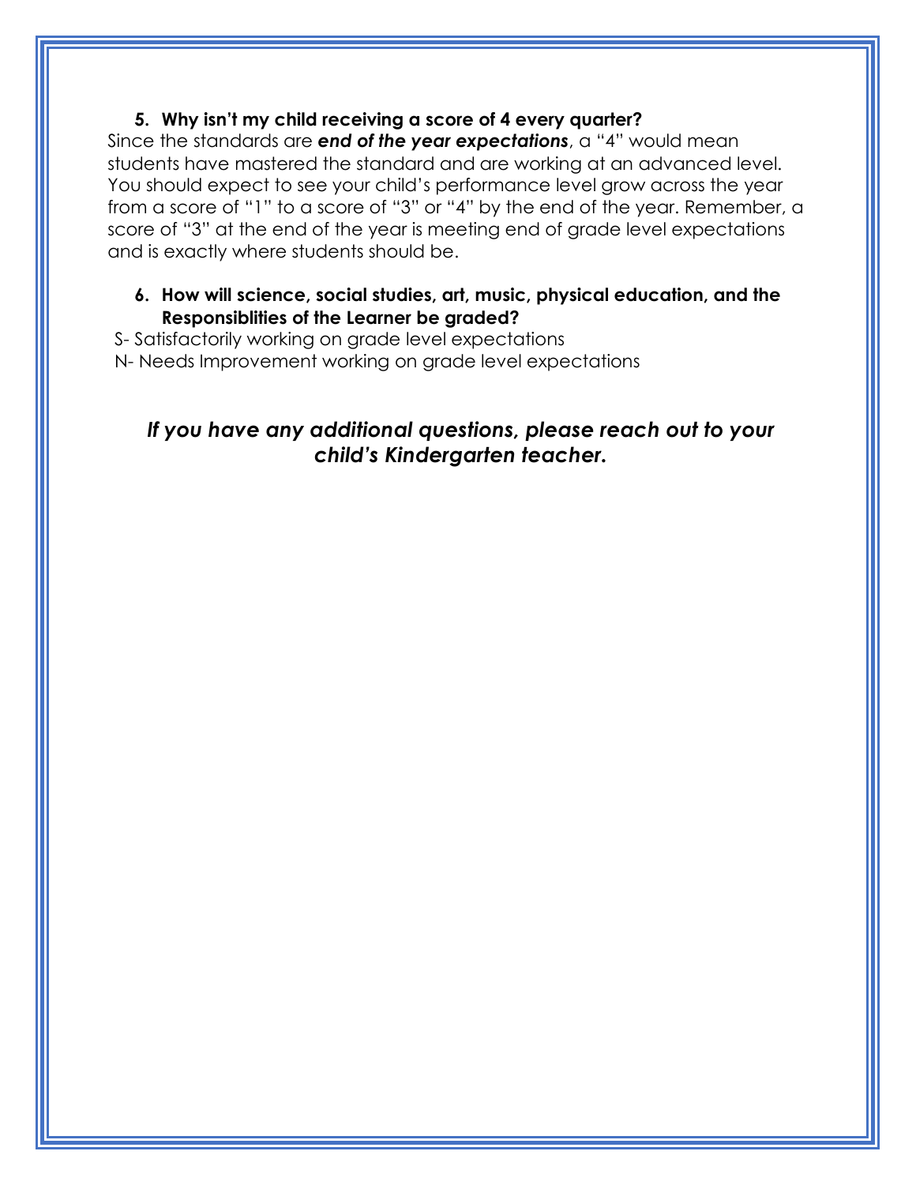5. **Why isn't my child receiving a score of 4 every quarter?**

Since the standards are ***end of the year expectations***, a "4" would mean students have mastered the standard and are working at an advanced level. You should expect to see your child's performance level grow across the year from a score of "1" to a score of "3" or "4" by the end of the year. Remember, a score of "3" at the end of the year is meeting end of grade level expectations and is exactly where students should be.

6. **How will science, social studies, art, music, physical education, and the Responsiblities of the Learner be graded?**

S- Satisfactorily working on grade level expectations

N- Needs Improvement working on grade level expectations

***If you have any additional questions, please reach out to your child's Kindergarten teacher.***